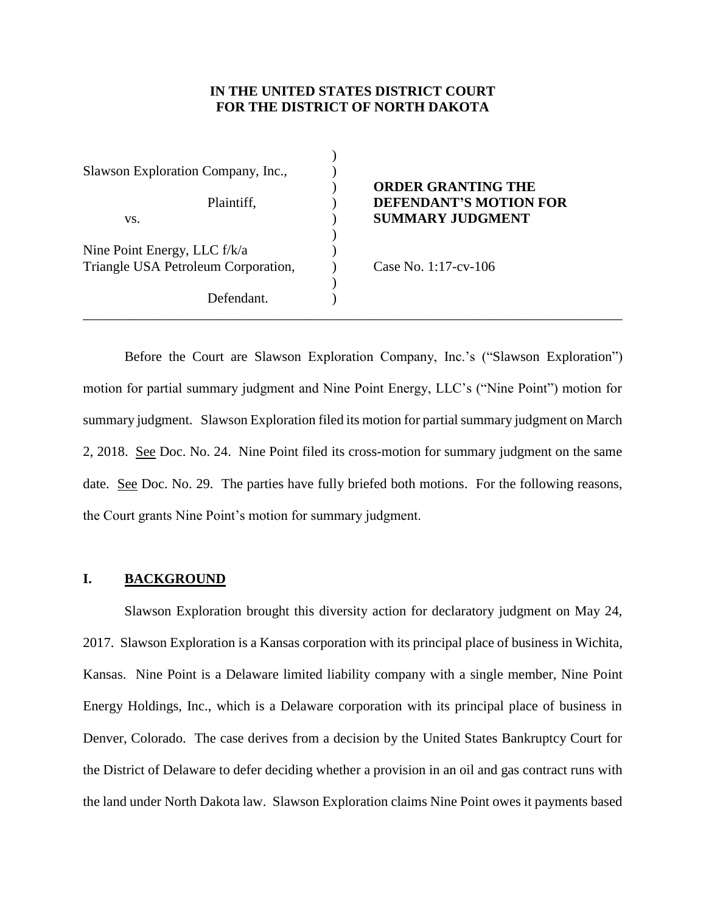**IN THE UNITED STATES DISTRICT COURT FOR THE DISTRICT OF NORTH DAKOTA**

| | | |
|---|---|---|
| Slawson Exploration Company, Inc., | ) | |
| Plaintiff, | ) | **ORDER GRANTING THE DEFENDANT'S MOTION FOR SUMMARY JUDGMENT** |
| vs. | ) | |
| Nine Point Energy, LLC f/k/a Triangle USA Petroleum Corporation, | ) | Case No. 1:17-cv-106 |
| Defendant. | ) | |

---

Before the Court are Slawson Exploration Company, Inc.'s ("Slawson Exploration") motion for partial summary judgment and Nine Point Energy, LLC's ("Nine Point") motion for summary judgment. Slawson Exploration filed its motion for partial summary judgment on March 2, 2018. See Doc. No. 24. Nine Point filed its cross-motion for summary judgment on the same date. See Doc. No. 29. The parties have fully briefed both motions. For the following reasons, the Court grants Nine Point's motion for summary judgment.

## I. BACKGROUND

Slawson Exploration brought this diversity action for declaratory judgment on May 24, 2017. Slawson Exploration is a Kansas corporation with its principal place of business in Wichita, Kansas. Nine Point is a Delaware limited liability company with a single member, Nine Point Energy Holdings, Inc., which is a Delaware corporation with its principal place of business in Denver, Colorado. The case derives from a decision by the United States Bankruptcy Court for the District of Delaware to defer deciding whether a provision in an oil and gas contract runs with the land under North Dakota law. Slawson Exploration claims Nine Point owes it payments based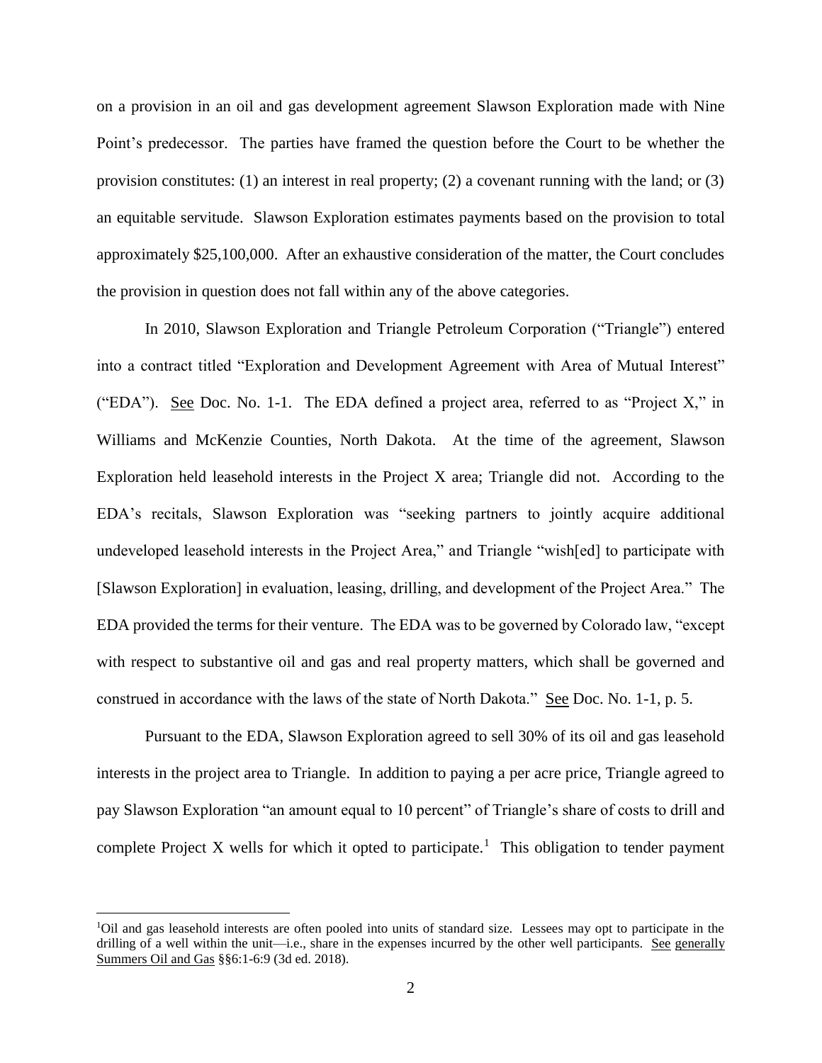on a provision in an oil and gas development agreement Slawson Exploration made with Nine Point's predecessor. The parties have framed the question before the Court to be whether the provision constitutes: (1) an interest in real property; (2) a covenant running with the land; or (3) an equitable servitude. Slawson Exploration estimates payments based on the provision to total approximately $25,100,000. After an exhaustive consideration of the matter, the Court concludes the provision in question does not fall within any of the above categories.

In 2010, Slawson Exploration and Triangle Petroleum Corporation ("Triangle") entered into a contract titled "Exploration and Development Agreement with Area of Mutual Interest" ("EDA"). See Doc. No. 1-1. The EDA defined a project area, referred to as "Project X," in Williams and McKenzie Counties, North Dakota. At the time of the agreement, Slawson Exploration held leasehold interests in the Project X area; Triangle did not. According to the EDA's recitals, Slawson Exploration was "seeking partners to jointly acquire additional undeveloped leasehold interests in the Project Area," and Triangle "wish[ed] to participate with [Slawson Exploration] in evaluation, leasing, drilling, and development of the Project Area." The EDA provided the terms for their venture. The EDA was to be governed by Colorado law, "except with respect to substantive oil and gas and real property matters, which shall be governed and construed in accordance with the laws of the state of North Dakota." See Doc. No. 1-1, p. 5.

Pursuant to the EDA, Slawson Exploration agreed to sell 30% of its oil and gas leasehold interests in the project area to Triangle. In addition to paying a per acre price, Triangle agreed to pay Slawson Exploration "an amount equal to 10 percent" of Triangle's share of costs to drill and complete Project X wells for which it opted to participate.[1] This obligation to tender payment

[1] Oil and gas leasehold interests are often pooled into units of standard size. Lessees may opt to participate in the drilling of a well within the unit—i.e., share in the expenses incurred by the other well participants. See generally Summers Oil and Gas §§6:1-6:9 (3d ed. 2018).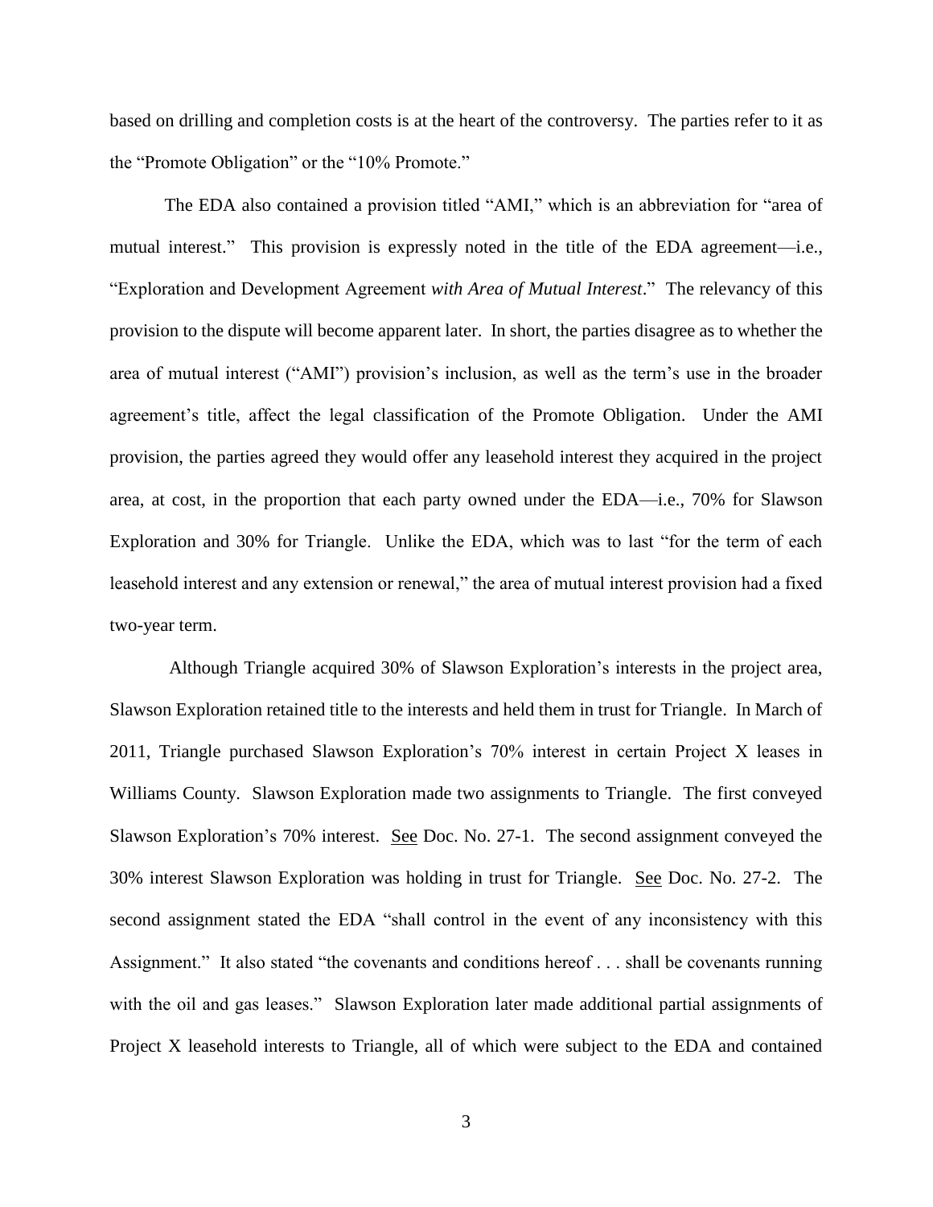based on drilling and completion costs is at the heart of the controversy. The parties refer to it as the "Promote Obligation" or the "10% Promote."

The EDA also contained a provision titled "AMI," which is an abbreviation for "area of mutual interest." This provision is expressly noted in the title of the EDA agreement—i.e., "Exploration and Development Agreement *with Area of Mutual Interest*." The relevancy of this provision to the dispute will become apparent later. In short, the parties disagree as to whether the area of mutual interest ("AMI") provision's inclusion, as well as the term's use in the broader agreement's title, affect the legal classification of the Promote Obligation. Under the AMI provision, the parties agreed they would offer any leasehold interest they acquired in the project area, at cost, in the proportion that each party owned under the EDA—i.e., 70% for Slawson Exploration and 30% for Triangle. Unlike the EDA, which was to last "for the term of each leasehold interest and any extension or renewal," the area of mutual interest provision had a fixed two-year term.

Although Triangle acquired 30% of Slawson Exploration's interests in the project area, Slawson Exploration retained title to the interests and held them in trust for Triangle. In March of 2011, Triangle purchased Slawson Exploration's 70% interest in certain Project X leases in Williams County. Slawson Exploration made two assignments to Triangle. The first conveyed Slawson Exploration's 70% interest. See Doc. No. 27-1. The second assignment conveyed the 30% interest Slawson Exploration was holding in trust for Triangle. See Doc. No. 27-2. The second assignment stated the EDA "shall control in the event of any inconsistency with this Assignment." It also stated "the covenants and conditions hereof . . . shall be covenants running with the oil and gas leases." Slawson Exploration later made additional partial assignments of Project X leasehold interests to Triangle, all of which were subject to the EDA and contained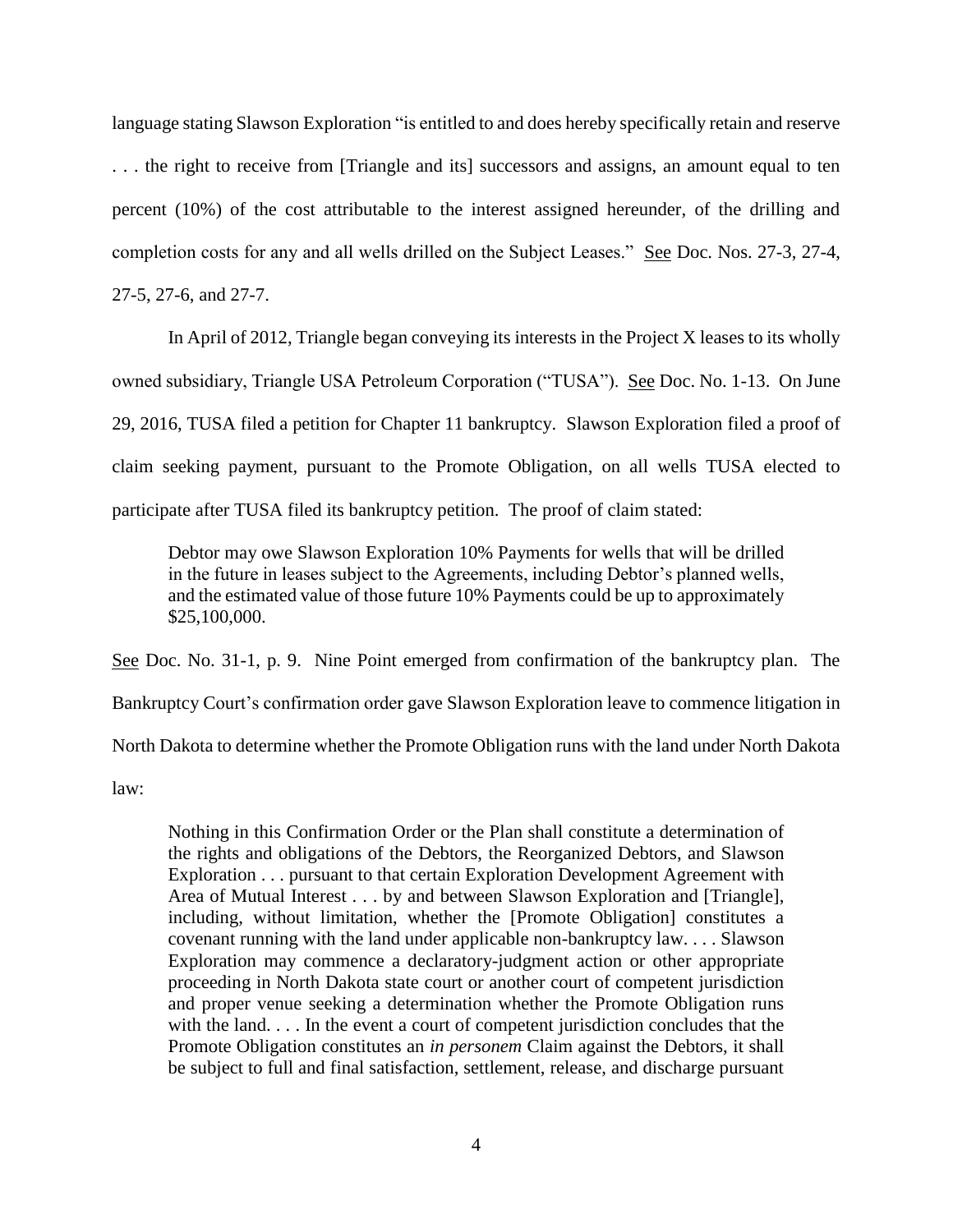language stating Slawson Exploration "is entitled to and does hereby specifically retain and reserve . . . the right to receive from [Triangle and its] successors and assigns, an amount equal to ten percent (10%) of the cost attributable to the interest assigned hereunder, of the drilling and completion costs for any and all wells drilled on the Subject Leases." See Doc. Nos. 27-3, 27-4, 27-5, 27-6, and 27-7.

In April of 2012, Triangle began conveying its interests in the Project X leases to its wholly owned subsidiary, Triangle USA Petroleum Corporation ("TUSA"). See Doc. No. 1-13. On June 29, 2016, TUSA filed a petition for Chapter 11 bankruptcy. Slawson Exploration filed a proof of claim seeking payment, pursuant to the Promote Obligation, on all wells TUSA elected to participate after TUSA filed its bankruptcy petition. The proof of claim stated:

> Debtor may owe Slawson Exploration 10% Payments for wells that will be drilled in the future in leases subject to the Agreements, including Debtor's planned wells, and the estimated value of those future 10% Payments could be up to approximately $25,100,000.

See Doc. No. 31-1, p. 9. Nine Point emerged from confirmation of the bankruptcy plan. The Bankruptcy Court's confirmation order gave Slawson Exploration leave to commence litigation in North Dakota to determine whether the Promote Obligation runs with the land under North Dakota law:

> Nothing in this Confirmation Order or the Plan shall constitute a determination of the rights and obligations of the Debtors, the Reorganized Debtors, and Slawson Exploration . . . pursuant to that certain Exploration Development Agreement with Area of Mutual Interest . . . by and between Slawson Exploration and [Triangle], including, without limitation, whether the [Promote Obligation] constitutes a covenant running with the land under applicable non-bankruptcy law. . . . Slawson Exploration may commence a declaratory-judgment action or other appropriate proceeding in North Dakota state court or another court of competent jurisdiction and proper venue seeking a determination whether the Promote Obligation runs with the land. . . . In the event a court of competent jurisdiction concludes that the Promote Obligation constitutes an *in personem* Claim against the Debtors, it shall be subject to full and final satisfaction, settlement, release, and discharge pursuant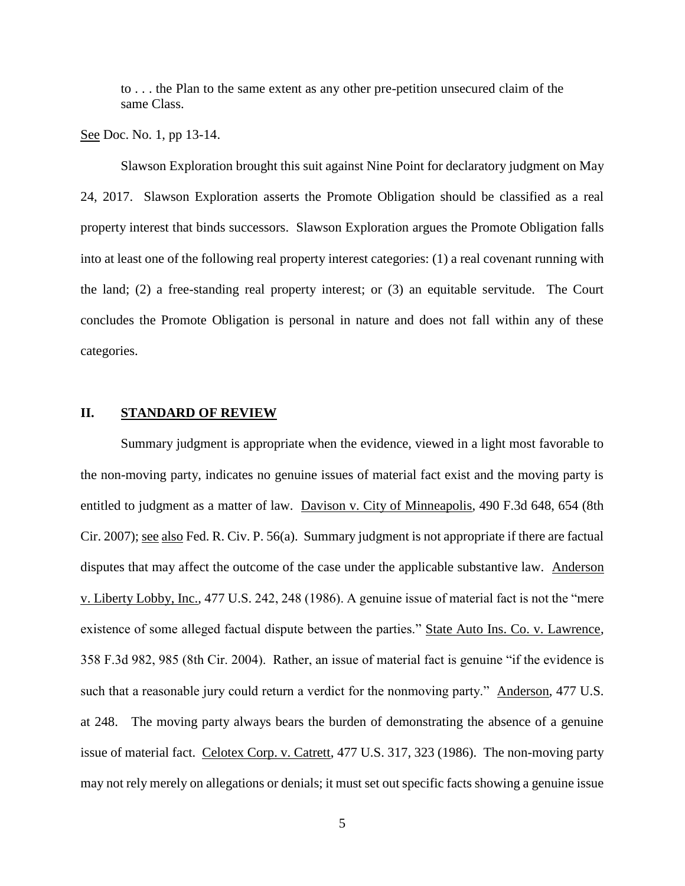> to . . . the Plan to the same extent as any other pre-petition unsecured claim of the same Class.

See Doc. No. 1, pp 13-14.

Slawson Exploration brought this suit against Nine Point for declaratory judgment on May 24, 2017. Slawson Exploration asserts the Promote Obligation should be classified as a real property interest that binds successors. Slawson Exploration argues the Promote Obligation falls into at least one of the following real property interest categories: (1) a real covenant running with the land; (2) a free-standing real property interest; or (3) an equitable servitude. The Court concludes the Promote Obligation is personal in nature and does not fall within any of these categories.

## II. STANDARD OF REVIEW

Summary judgment is appropriate when the evidence, viewed in a light most favorable to the non-moving party, indicates no genuine issues of material fact exist and the moving party is entitled to judgment as a matter of law. Davison v. City of Minneapolis, 490 F.3d 648, 654 (8th Cir. 2007); see also Fed. R. Civ. P. 56(a). Summary judgment is not appropriate if there are factual disputes that may affect the outcome of the case under the applicable substantive law. Anderson v. Liberty Lobby, Inc., 477 U.S. 242, 248 (1986). A genuine issue of material fact is not the "mere existence of some alleged factual dispute between the parties." State Auto Ins. Co. v. Lawrence, 358 F.3d 982, 985 (8th Cir. 2004). Rather, an issue of material fact is genuine "if the evidence is such that a reasonable jury could return a verdict for the nonmoving party." Anderson, 477 U.S. at 248. The moving party always bears the burden of demonstrating the absence of a genuine issue of material fact. Celotex Corp. v. Catrett, 477 U.S. 317, 323 (1986). The non-moving party may not rely merely on allegations or denials; it must set out specific facts showing a genuine issue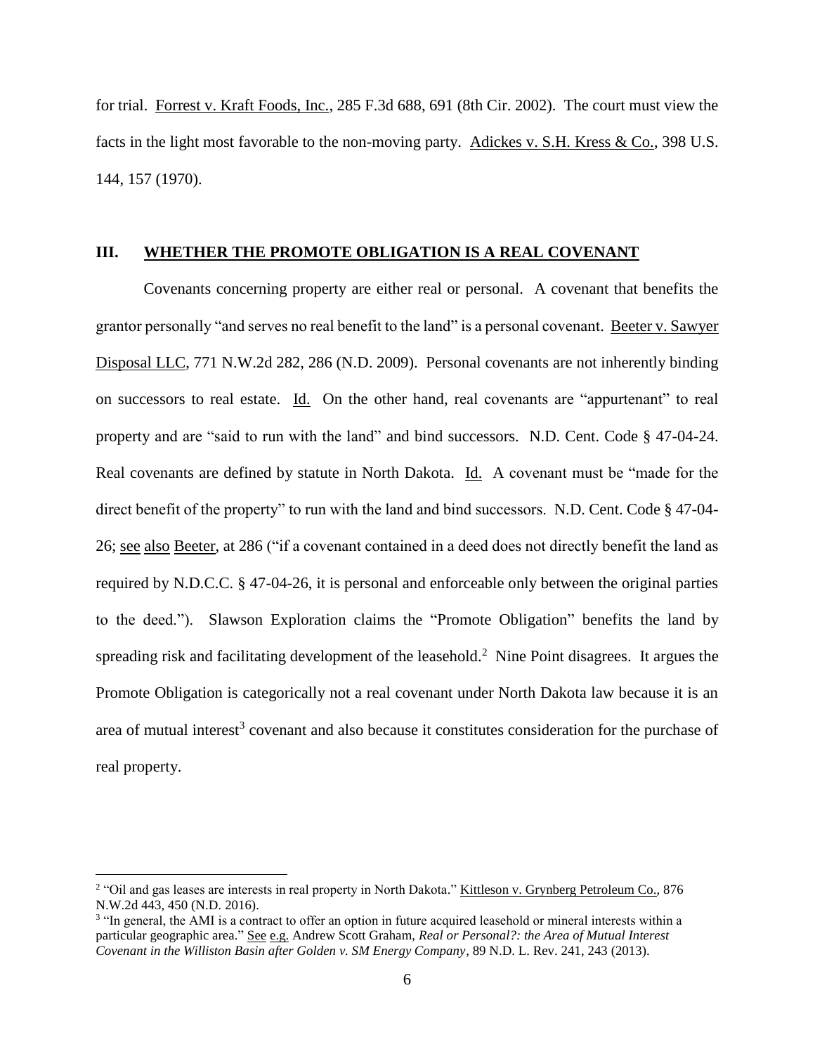for trial. Forrest v. Kraft Foods, Inc., 285 F.3d 688, 691 (8th Cir. 2002). The court must view the facts in the light most favorable to the non-moving party. Adickes v. S.H. Kress & Co., 398 U.S. 144, 157 (1970).

## III. WHETHER THE PROMOTE OBLIGATION IS A REAL COVENANT

Covenants concerning property are either real or personal. A covenant that benefits the grantor personally "and serves no real benefit to the land" is a personal covenant. Beeter v. Sawyer Disposal LLC, 771 N.W.2d 282, 286 (N.D. 2009). Personal covenants are not inherently binding on successors to real estate. Id. On the other hand, real covenants are "appurtenant" to real property and are "said to run with the land" and bind successors. N.D. Cent. Code § 47-04-24. Real covenants are defined by statute in North Dakota. Id. A covenant must be "made for the direct benefit of the property" to run with the land and bind successors. N.D. Cent. Code § 47-04-26; see also Beeter, at 286 ("if a covenant contained in a deed does not directly benefit the land as required by N.D.C.C. § 47-04-26, it is personal and enforceable only between the original parties to the deed."). Slawson Exploration claims the "Promote Obligation" benefits the land by spreading risk and facilitating development of the leasehold.[2] Nine Point disagrees. It argues the Promote Obligation is categorically not a real covenant under North Dakota law because it is an area of mutual interest[3] covenant and also because it constitutes consideration for the purchase of real property.

---

[2] "Oil and gas leases are interests in real property in North Dakota." Kittleson v. Grynberg Petroleum Co., 876 N.W.2d 443, 450 (N.D. 2016).

[3] "In general, the AMI is a contract to offer an option in future acquired leasehold or mineral interests within a particular geographic area." See e.g. Andrew Scott Graham, *Real or Personal?: the Area of Mutual Interest Covenant in the Williston Basin after Golden v. SM Energy Company*, 89 N.D. L. Rev. 241, 243 (2013).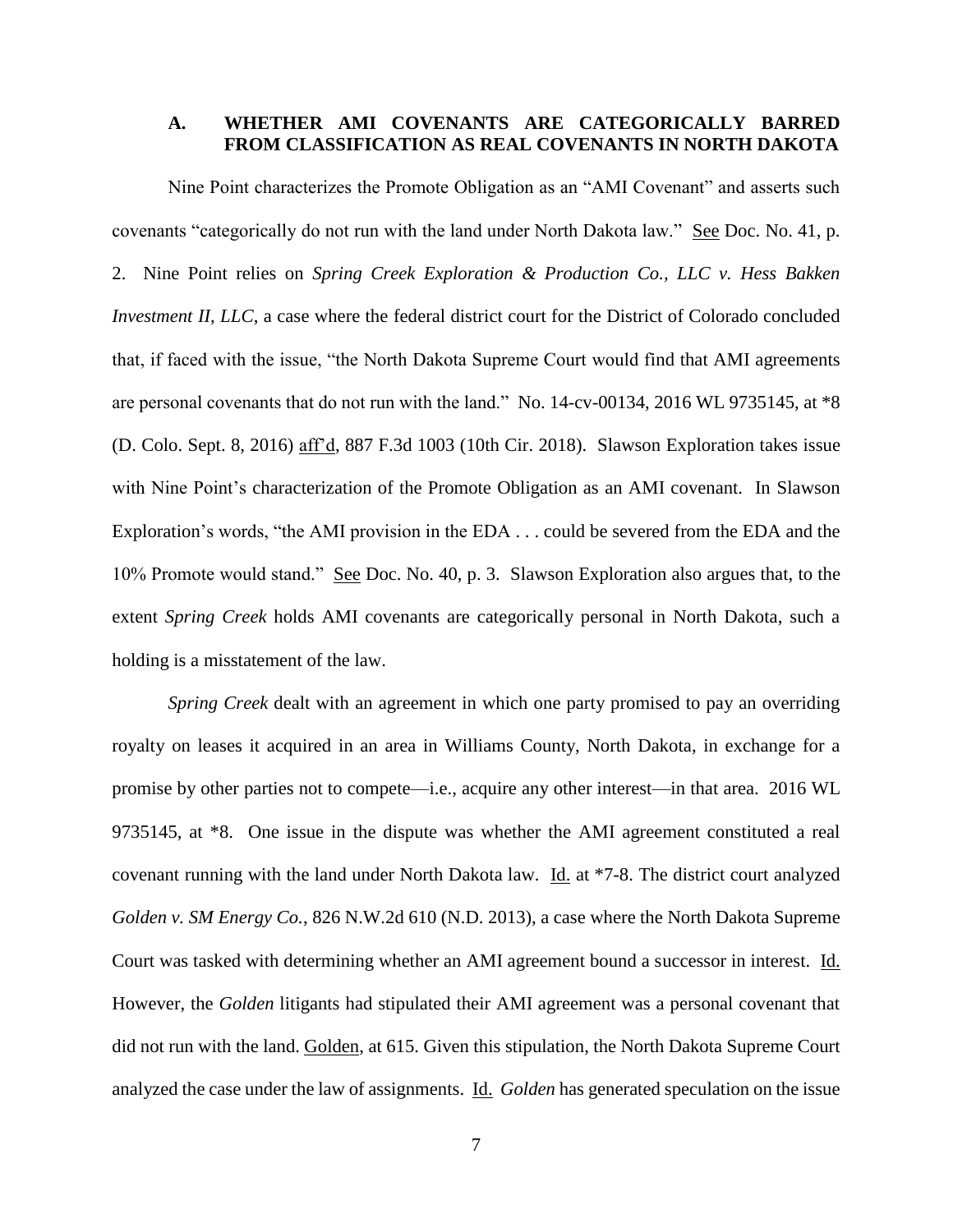### A. WHETHER AMI COVENANTS ARE CATEGORICALLY BARRED FROM CLASSIFICATION AS REAL COVENANTS IN NORTH DAKOTA

Nine Point characterizes the Promote Obligation as an "AMI Covenant" and asserts such covenants "categorically do not run with the land under North Dakota law." See Doc. No. 41, p. 2. Nine Point relies on *Spring Creek Exploration & Production Co., LLC v. Hess Bakken Investment II, LLC*, a case where the federal district court for the District of Colorado concluded that, if faced with the issue, "the North Dakota Supreme Court would find that AMI agreements are personal covenants that do not run with the land." No. 14-cv-00134, 2016 WL 9735145, at *8 (D. Colo. Sept. 8, 2016) aff'd, 887 F.3d 1003 (10th Cir. 2018). Slawson Exploration takes issue with Nine Point's characterization of the Promote Obligation as an AMI covenant. In Slawson Exploration's words, "the AMI provision in the EDA . . . could be severed from the EDA and the 10% Promote would stand." See Doc. No. 40, p. 3. Slawson Exploration also argues that, to the extent *Spring Creek* holds AMI covenants are categorically personal in North Dakota, such a holding is a misstatement of the law.

*Spring Creek* dealt with an agreement in which one party promised to pay an overriding royalty on leases it acquired in an area in Williams County, North Dakota, in exchange for a promise by other parties not to compete—i.e., acquire any other interest—in that area. 2016 WL 9735145, at *8. One issue in the dispute was whether the AMI agreement constituted a real covenant running with the land under North Dakota law. Id. at *7-8. The district court analyzed *Golden v. SM Energy Co.*, 826 N.W.2d 610 (N.D. 2013), a case where the North Dakota Supreme Court was tasked with determining whether an AMI agreement bound a successor in interest. Id. However, the *Golden* litigants had stipulated their AMI agreement was a personal covenant that did not run with the land. Golden, at 615. Given this stipulation, the North Dakota Supreme Court analyzed the case under the law of assignments. Id. *Golden* has generated speculation on the issue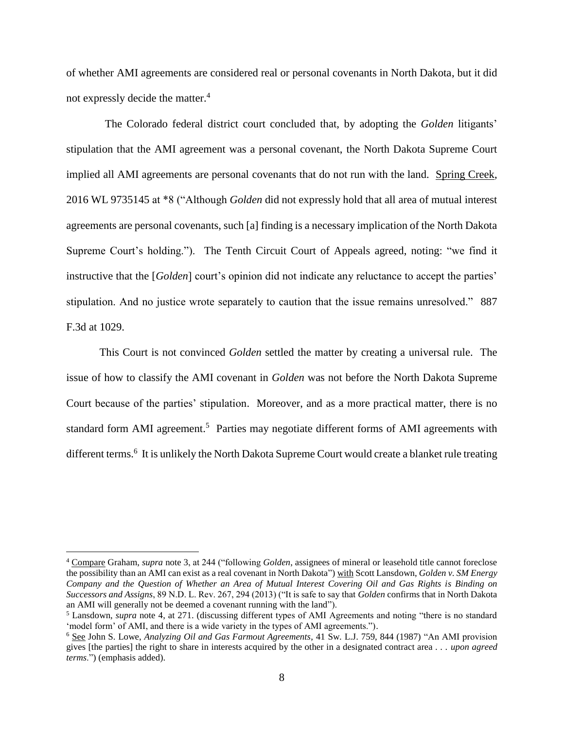of whether AMI agreements are considered real or personal covenants in North Dakota, but it did not expressly decide the matter.[4]

The Colorado federal district court concluded that, by adopting the *Golden* litigants' stipulation that the AMI agreement was a personal covenant, the North Dakota Supreme Court implied all AMI agreements are personal covenants that do not run with the land. Spring Creek, 2016 WL 9735145 at *8 ("Although *Golden* did not expressly hold that all area of mutual interest agreements are personal covenants, such [a] finding is a necessary implication of the North Dakota Supreme Court's holding."). The Tenth Circuit Court of Appeals agreed, noting: "we find it instructive that the [*Golden*] court's opinion did not indicate any reluctance to accept the parties' stipulation. And no justice wrote separately to caution that the issue remains unresolved." 887 F.3d at 1029.

This Court is not convinced *Golden* settled the matter by creating a universal rule. The issue of how to classify the AMI covenant in *Golden* was not before the North Dakota Supreme Court because of the parties' stipulation. Moreover, and as a more practical matter, there is no standard form AMI agreement.[5] Parties may negotiate different forms of AMI agreements with different terms.[6] It is unlikely the North Dakota Supreme Court would create a blanket rule treating

---

[4] Compare Graham, *supra* note 3, at 244 ("following *Golden*, assignees of mineral or leasehold title cannot foreclose the possibility than an AMI can exist as a real covenant in North Dakota") with Scott Lansdown, *Golden v. SM Energy Company and the Question of Whether an Area of Mutual Interest Covering Oil and Gas Rights is Binding on Successors and Assigns*, 89 N.D. L. Rev. 267, 294 (2013) ("It is safe to say that *Golden* confirms that in North Dakota an AMI will generally not be deemed a covenant running with the land").

[5] Lansdown, *supra* note 4, at 271. (discussing different types of AMI Agreements and noting "there is no standard 'model form' of AMI, and there is a wide variety in the types of AMI agreements.").

[6] See John S. Lowe, *Analyzing Oil and Gas Farmout Agreements*, 41 Sw. L.J. 759, 844 (1987) "An AMI provision gives [the parties] the right to share in interests acquired by the other in a designated contract area . . . *upon agreed terms*.") (emphasis added).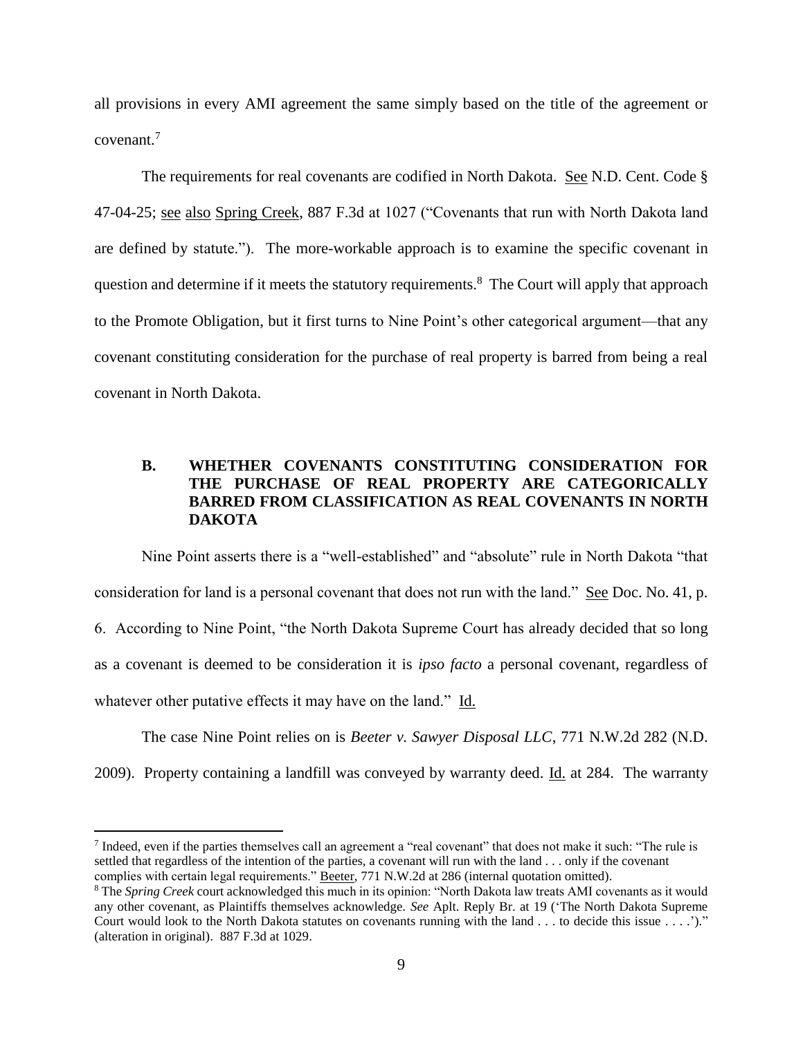all provisions in every AMI agreement the same simply based on the title of the agreement or covenant.[7]

The requirements for real covenants are codified in North Dakota. See N.D. Cent. Code § 47-04-25; see also Spring Creek, 887 F.3d at 1027 ("Covenants that run with North Dakota land are defined by statute."). The more-workable approach is to examine the specific covenant in question and determine if it meets the statutory requirements.[8] The Court will apply that approach to the Promote Obligation, but it first turns to Nine Point's other categorical argument—that any covenant constituting consideration for the purchase of real property is barred from being a real covenant in North Dakota.

### B. WHETHER COVENANTS CONSTITUTING CONSIDERATION FOR THE PURCHASE OF REAL PROPERTY ARE CATEGORICALLY BARRED FROM CLASSIFICATION AS REAL COVENANTS IN NORTH DAKOTA

Nine Point asserts there is a "well-established" and "absolute" rule in North Dakota "that consideration for land is a personal covenant that does not run with the land." See Doc. No. 41, p. 6. According to Nine Point, "the North Dakota Supreme Court has already decided that so long as a covenant is deemed to be consideration it is *ipso facto* a personal covenant, regardless of whatever other putative effects it may have on the land." Id.

The case Nine Point relies on is *Beeter v. Sawyer Disposal LLC*, 771 N.W.2d 282 (N.D. 2009). Property containing a landfill was conveyed by warranty deed. Id. at 284. The warranty

---

[7] Indeed, even if the parties themselves call an agreement a "real covenant" that does not make it such: "The rule is settled that regardless of the intention of the parties, a covenant will run with the land . . . only if the covenant complies with certain legal requirements." Beeter, 771 N.W.2d at 286 (internal quotation omitted).

[8] The *Spring Creek* court acknowledged this much in its opinion: "North Dakota law treats AMI covenants as it would any other covenant, as Plaintiffs themselves acknowledge. *See* Aplt. Reply Br. at 19 ('The North Dakota Supreme Court would look to the North Dakota statutes on covenants running with the land . . . to decide this issue . . . .')." (alteration in original). 887 F.3d at 1029.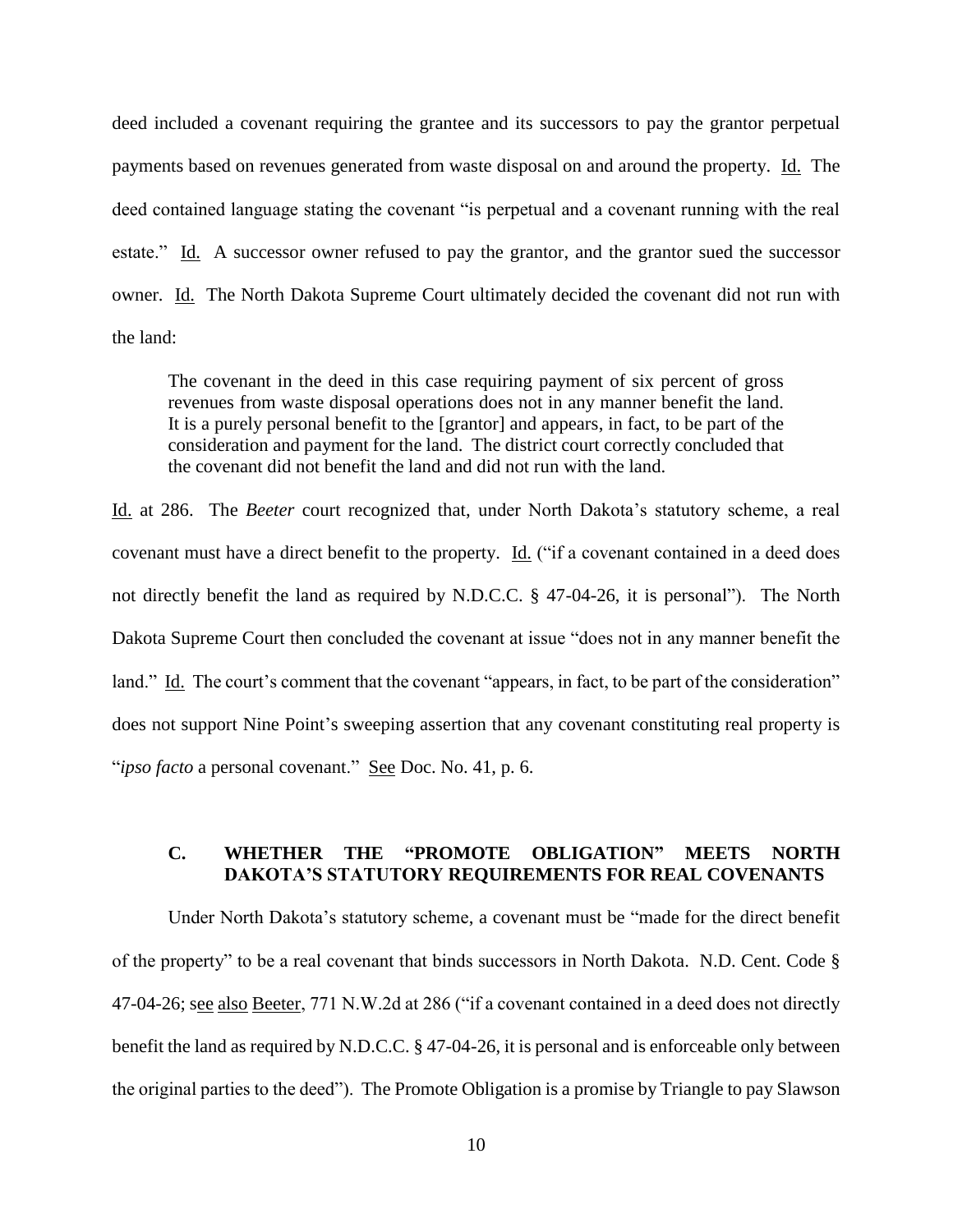deed included a covenant requiring the grantee and its successors to pay the grantor perpetual payments based on revenues generated from waste disposal on and around the property. Id. The deed contained language stating the covenant "is perpetual and a covenant running with the real estate." Id. A successor owner refused to pay the grantor, and the grantor sued the successor owner. Id. The North Dakota Supreme Court ultimately decided the covenant did not run with the land:

> The covenant in the deed in this case requiring payment of six percent of gross revenues from waste disposal operations does not in any manner benefit the land. It is a purely personal benefit to the [grantor] and appears, in fact, to be part of the consideration and payment for the land. The district court correctly concluded that the covenant did not benefit the land and did not run with the land.

Id. at 286. The *Beeter* court recognized that, under North Dakota's statutory scheme, a real covenant must have a direct benefit to the property. Id. ("if a covenant contained in a deed does not directly benefit the land as required by N.D.C.C. § 47-04-26, it is personal"). The North Dakota Supreme Court then concluded the covenant at issue "does not in any manner benefit the land." Id. The court's comment that the covenant "appears, in fact, to be part of the consideration" does not support Nine Point's sweeping assertion that any covenant constituting real property is "*ipso facto* a personal covenant." See Doc. No. 41, p. 6.

### C. WHETHER THE "PROMOTE OBLIGATION" MEETS NORTH DAKOTA'S STATUTORY REQUIREMENTS FOR REAL COVENANTS

Under North Dakota's statutory scheme, a covenant must be "made for the direct benefit of the property" to be a real covenant that binds successors in North Dakota. N.D. Cent. Code § 47-04-26; see also Beeter, 771 N.W.2d at 286 ("if a covenant contained in a deed does not directly benefit the land as required by N.D.C.C. § 47-04-26, it is personal and is enforceable only between the original parties to the deed"). The Promote Obligation is a promise by Triangle to pay Slawson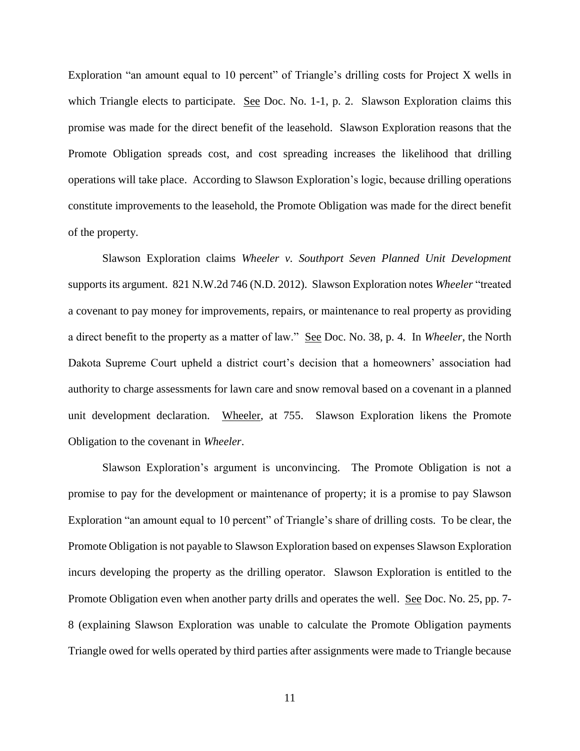Exploration "an amount equal to 10 percent" of Triangle's drilling costs for Project X wells in which Triangle elects to participate. See Doc. No. 1-1, p. 2. Slawson Exploration claims this promise was made for the direct benefit of the leasehold. Slawson Exploration reasons that the Promote Obligation spreads cost, and cost spreading increases the likelihood that drilling operations will take place. According to Slawson Exploration's logic, because drilling operations constitute improvements to the leasehold, the Promote Obligation was made for the direct benefit of the property.

Slawson Exploration claims *Wheeler v. Southport Seven Planned Unit Development* supports its argument. 821 N.W.2d 746 (N.D. 2012). Slawson Exploration notes *Wheeler* "treated a covenant to pay money for improvements, repairs, or maintenance to real property as providing a direct benefit to the property as a matter of law." See Doc. No. 38, p. 4. In *Wheeler*, the North Dakota Supreme Court upheld a district court's decision that a homeowners' association had authority to charge assessments for lawn care and snow removal based on a covenant in a planned unit development declaration. Wheeler, at 755. Slawson Exploration likens the Promote Obligation to the covenant in *Wheeler*.

Slawson Exploration's argument is unconvincing. The Promote Obligation is not a promise to pay for the development or maintenance of property; it is a promise to pay Slawson Exploration "an amount equal to 10 percent" of Triangle's share of drilling costs. To be clear, the Promote Obligation is not payable to Slawson Exploration based on expenses Slawson Exploration incurs developing the property as the drilling operator. Slawson Exploration is entitled to the Promote Obligation even when another party drills and operates the well. See Doc. No. 25, pp. 7-8 (explaining Slawson Exploration was unable to calculate the Promote Obligation payments Triangle owed for wells operated by third parties after assignments were made to Triangle because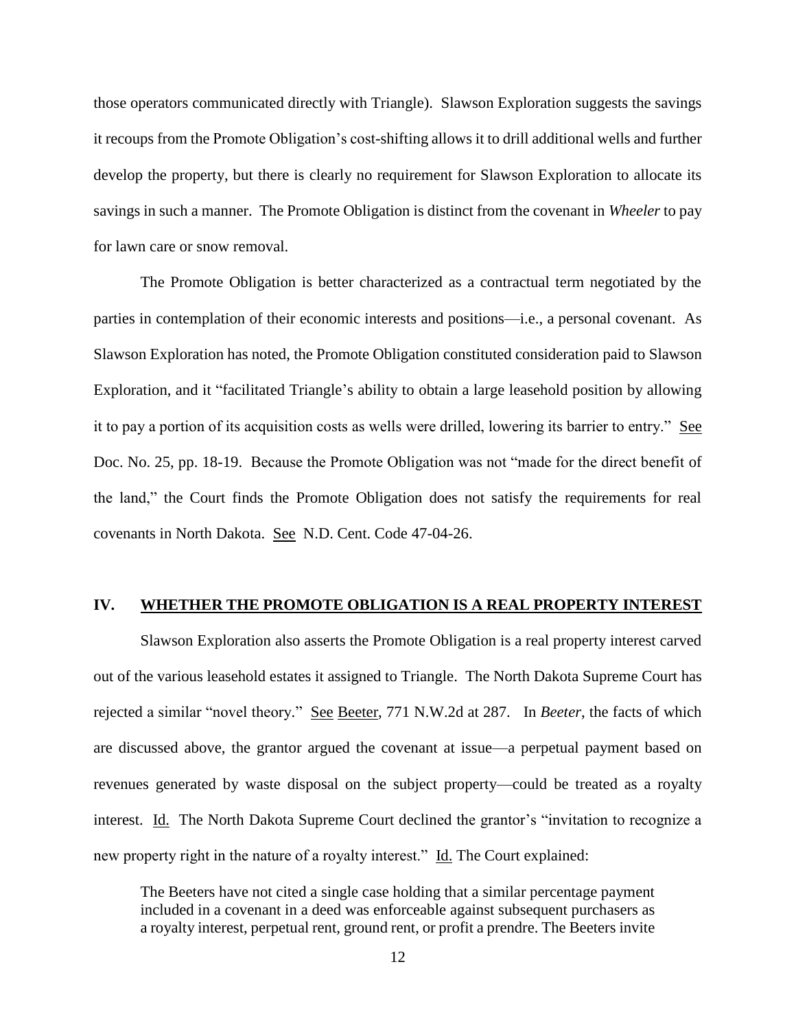those operators communicated directly with Triangle). Slawson Exploration suggests the savings it recoups from the Promote Obligation's cost-shifting allows it to drill additional wells and further develop the property, but there is clearly no requirement for Slawson Exploration to allocate its savings in such a manner. The Promote Obligation is distinct from the covenant in *Wheeler* to pay for lawn care or snow removal.

The Promote Obligation is better characterized as a contractual term negotiated by the parties in contemplation of their economic interests and positions—i.e., a personal covenant. As Slawson Exploration has noted, the Promote Obligation constituted consideration paid to Slawson Exploration, and it "facilitated Triangle's ability to obtain a large leasehold position by allowing it to pay a portion of its acquisition costs as wells were drilled, lowering its barrier to entry." See Doc. No. 25, pp. 18-19. Because the Promote Obligation was not "made for the direct benefit of the land," the Court finds the Promote Obligation does not satisfy the requirements for real covenants in North Dakota. See N.D. Cent. Code 47-04-26.

## IV. WHETHER THE PROMOTE OBLIGATION IS A REAL PROPERTY INTEREST

Slawson Exploration also asserts the Promote Obligation is a real property interest carved out of the various leasehold estates it assigned to Triangle. The North Dakota Supreme Court has rejected a similar "novel theory." See Beeter, 771 N.W.2d at 287. In *Beeter*, the facts of which are discussed above, the grantor argued the covenant at issue—a perpetual payment based on revenues generated by waste disposal on the subject property—could be treated as a royalty interest. Id. The North Dakota Supreme Court declined the grantor's "invitation to recognize a new property right in the nature of a royalty interest." Id. The Court explained:

> The Beeters have not cited a single case holding that a similar percentage payment included in a covenant in a deed was enforceable against subsequent purchasers as a royalty interest, perpetual rent, ground rent, or profit a prendre. The Beeters invite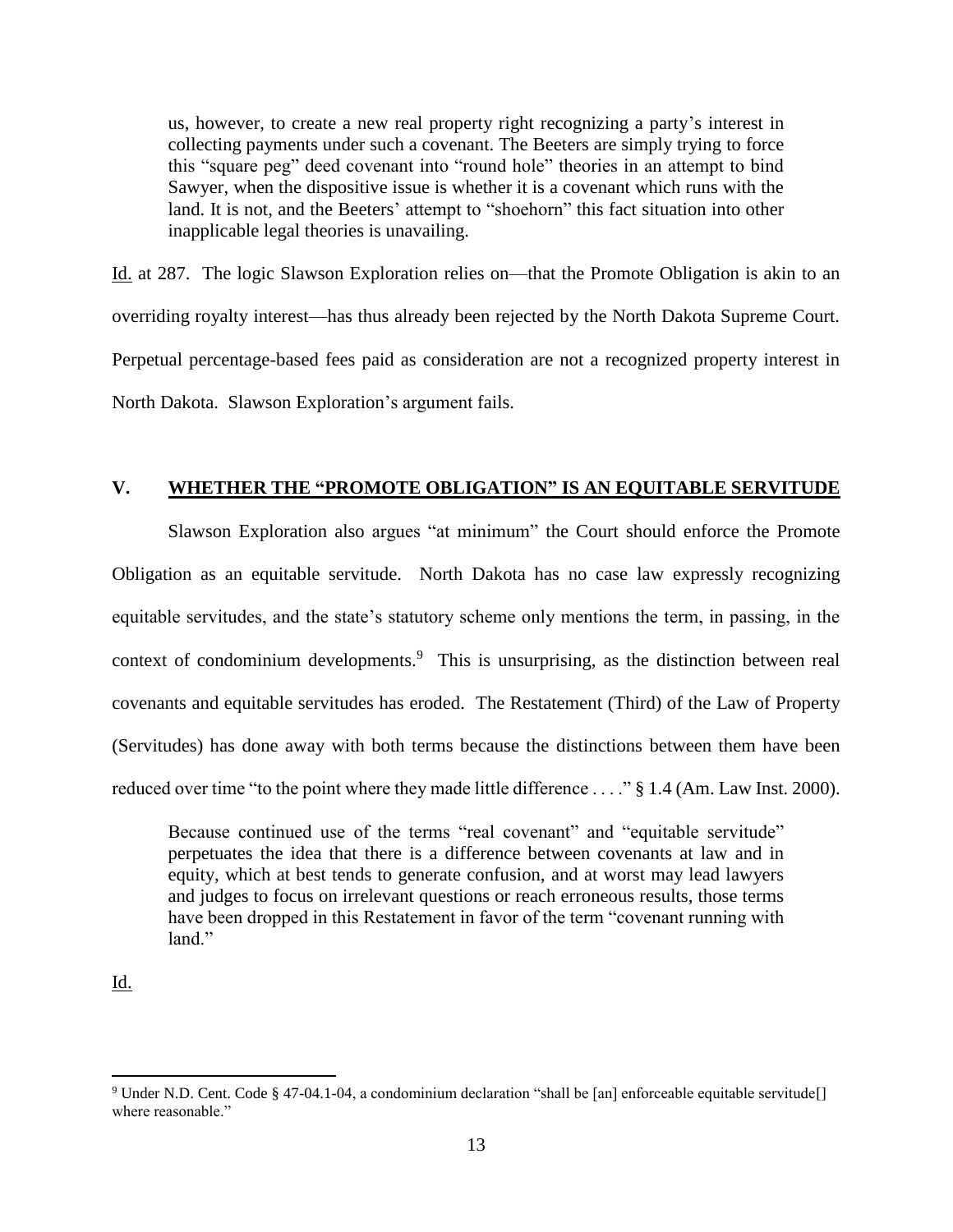> us, however, to create a new real property right recognizing a party's interest in collecting payments under such a covenant. The Beeters are simply trying to force this "square peg" deed covenant into "round hole" theories in an attempt to bind Sawyer, when the dispositive issue is whether it is a covenant which runs with the land. It is not, and the Beeters' attempt to "shoehorn" this fact situation into other inapplicable legal theories is unavailing.

Id. at 287. The logic Slawson Exploration relies on—that the Promote Obligation is akin to an overriding royalty interest—has thus already been rejected by the North Dakota Supreme Court. Perpetual percentage-based fees paid as consideration are not a recognized property interest in North Dakota. Slawson Exploration's argument fails.

## V. WHETHER THE "PROMOTE OBLIGATION" IS AN EQUITABLE SERVITUDE

Slawson Exploration also argues "at minimum" the Court should enforce the Promote Obligation as an equitable servitude. North Dakota has no case law expressly recognizing equitable servitudes, and the state's statutory scheme only mentions the term, in passing, in the context of condominium developments.[9] This is unsurprising, as the distinction between real covenants and equitable servitudes has eroded. The Restatement (Third) of the Law of Property (Servitudes) has done away with both terms because the distinctions between them have been reduced over time "to the point where they made little difference . . . ." § 1.4 (Am. Law Inst. 2000).

> Because continued use of the terms "real covenant" and "equitable servitude" perpetuates the idea that there is a difference between covenants at law and in equity, which at best tends to generate confusion, and at worst may lead lawyers and judges to focus on irrelevant questions or reach erroneous results, those terms have been dropped in this Restatement in favor of the term "covenant running with land."

Id.

---

[9] Under N.D. Cent. Code § 47-04.1-04, a condominium declaration "shall be [an] enforceable equitable servitude[] where reasonable."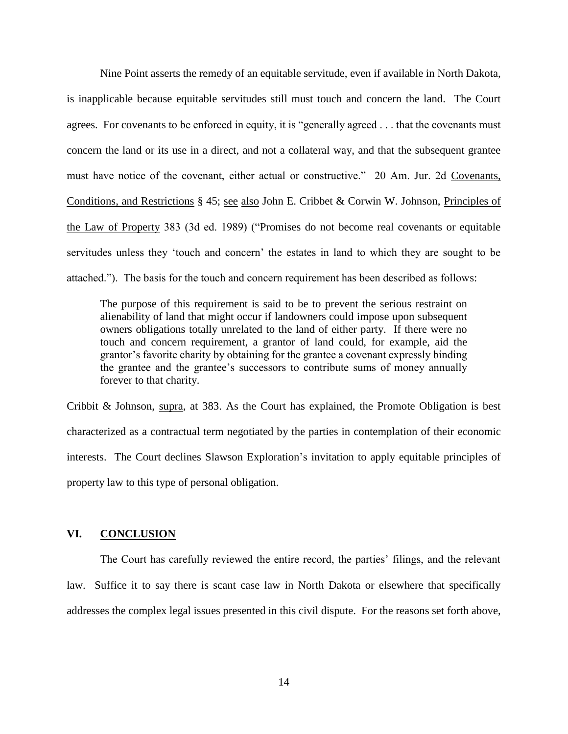Nine Point asserts the remedy of an equitable servitude, even if available in North Dakota, is inapplicable because equitable servitudes still must touch and concern the land. The Court agrees. For covenants to be enforced in equity, it is "generally agreed . . . that the covenants must concern the land or its use in a direct, and not a collateral way, and that the subsequent grantee must have notice of the covenant, either actual or constructive." 20 Am. Jur. 2d Covenants, Conditions, and Restrictions § 45; see also John E. Cribbet & Corwin W. Johnson, Principles of the Law of Property 383 (3d ed. 1989) ("Promises do not become real covenants or equitable servitudes unless they 'touch and concern' the estates in land to which they are sought to be attached."). The basis for the touch and concern requirement has been described as follows:

> The purpose of this requirement is said to be to prevent the serious restraint on alienability of land that might occur if landowners could impose upon subsequent owners obligations totally unrelated to the land of either party. If there were no touch and concern requirement, a grantor of land could, for example, aid the grantor's favorite charity by obtaining for the grantee a covenant expressly binding the grantee and the grantee's successors to contribute sums of money annually forever to that charity.

Cribbit & Johnson, supra, at 383. As the Court has explained, the Promote Obligation is best characterized as a contractual term negotiated by the parties in contemplation of their economic interests. The Court declines Slawson Exploration's invitation to apply equitable principles of property law to this type of personal obligation.

## VI. CONCLUSION

The Court has carefully reviewed the entire record, the parties' filings, and the relevant law. Suffice it to say there is scant case law in North Dakota or elsewhere that specifically addresses the complex legal issues presented in this civil dispute. For the reasons set forth above,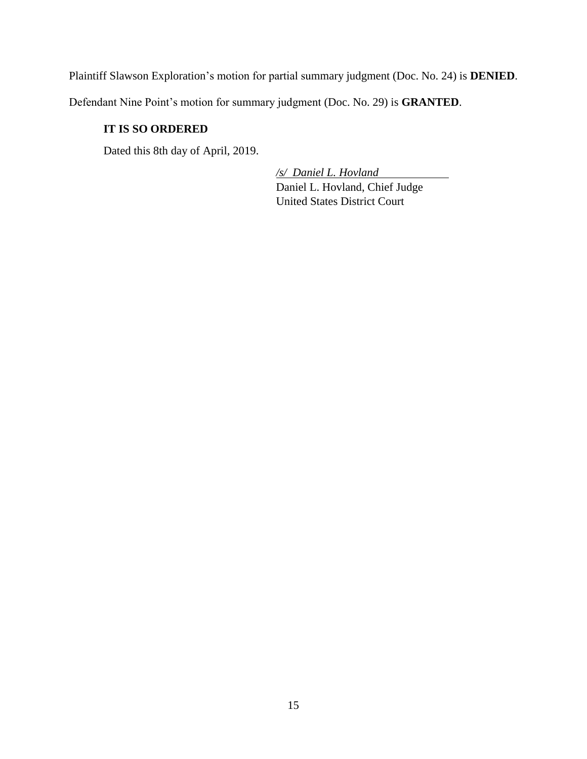Plaintiff Slawson Exploration's motion for partial summary judgment (Doc. No. 24) is **DENIED**.

Defendant Nine Point's motion for summary judgment (Doc. No. 29) is **GRANTED**.

**IT IS SO ORDERED**

Dated this 8th day of April, 2019.

*/s/ Daniel L. Hovland*
Daniel L. Hovland, Chief Judge
United States District Court